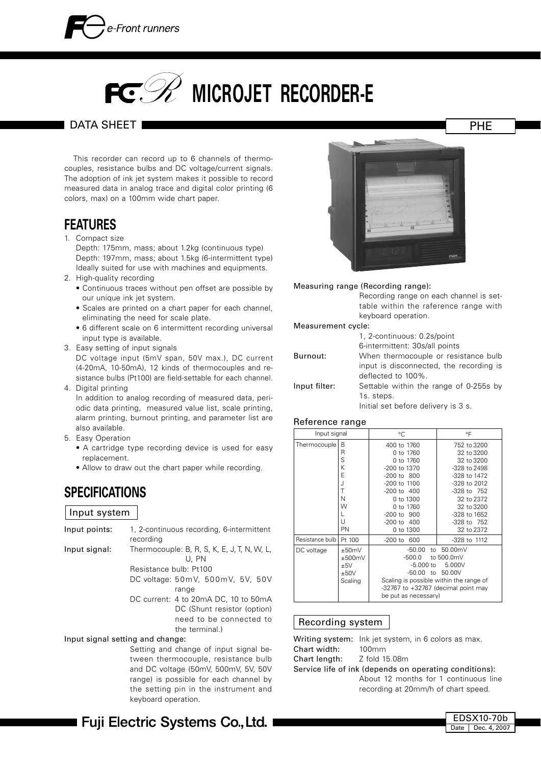# MICROJET RECORDER-E

DATA SHEET — PHE

This recorder can record up to 6 channels of thermocouples, resistance bulbs and DC voltage/current signals. The adoption of ink jet system makes it possible to record measured data in analog trace and digital color printing (6 colors, max) on a 100mm wide chart paper.

## FEATURES

1. Compact size
   Depth: 175mm, mass; about 1.2kg (continuous type)
   Depth: 197mm, mass; about 1.5kg (6-intermittent type)
   Ideally suited for use with machines and equipments.
2. High-quality recording
   - Continuous traces without pen offset are possible by our unique ink jet system.
   - Scales are printed on a chart paper for each channel, eliminating the need for scale plate.
   - 6 different scale on 6 intermittent recording universal input type is available.
3. Easy setting of input signals
   DC voltage input (5mV span, 50V max.), DC current (4-20mA, 10-50mA), 12 kinds of thermocouples and resistance bulbs (Pt100) are field-settable for each channel.
4. Digital printing
   In addition to analog recording of measured data, periodic data printing, measured value list, scale printing, alarm printing, burnout printing, and parameter list are also available.
5. Easy Operation
   - A cartridge type recording device is used for easy replacement.
   - Allow to draw out the chart paper while recording.

## SPECIFICATIONS

### Input system

**Input points:** 1, 2-continuous recording, 6-intermittent recording

**Input signal:** Thermocouple: B, R, S, K, E, J, T, N, W, L, U, PN
Resistance bulb: Pt100
DC voltage: 50mV, 500mV, 5V, 50V range
DC current: 4 to 20mA DC, 10 to 50mA DC (Shunt resistor (option) need to be connected to the terminal.)

**Input signal setting and change:**
Setting and change of input signal between thermocouple, resistance bulb and DC voltage (50mV, 500mV, 5V, 50V range) is possible for each channel by the setting pin in the instrument and keyboard operation.

**Measuring range (Recording range):**
Recording range on each channel is settable within the raference range with keyboard operation.

**Measurement cycle:**
1, 2-continuous: 0.2s/point
6-intermittent: 30s/all points

**Burnout:** When thermocouple or resistance bulb input is disconnected, the recording is deflected to 100%.

**Input filter:** Settable within the range of 0-255s by 1s. steps.
Initial set before delivery is 3 s.

#### Reference range

| Input signal | | °C | °F |
|---|---|---|---|
| Thermocouple | B | 400 to 1760 | 752 to 3200 |
| | R | 0 to 1760 | 32 to 3200 |
| | S | 0 to 1760 | 32 to 3200 |
| | K | -200 to 1370 | -328 to 2498 |
| | E | -200 to 800 | -328 to 1472 |
| | J | -200 to 1100 | -328 to 2012 |
| | T | -200 to 400 | -328 to 752 |
| | N | 0 to 1300 | 32 to 2372 |
| | W | 0 to 1760 | 32 to 3200 |
| | L | -200 to 900 | -328 to 1652 |
| | U | -200 to 400 | -328 to 752 |
| | PN | 0 to 1300 | 32 to 2372 |
| Resistance bulb | Pt 100 | -200 to 600 | -328 to 1112 |
| DC voltage | ±50mV | -50.00 to 50.00mV | |
| | ±500mV | -500.0 to 500.0mV | |
| | ±5V | -5.000 to 5.000V | |
| | ±50V | -50.00 to 50.00V | |
| | Scaling | Scaling is possible within the range of -32767 to +32767 (decimal point may be put as necessary) | |

### Recording system

**Writing system:** Ink jet system, in 6 colors as max.

**Chart width:** 100mm

**Chart length:** Z fold 15.08m

**Service life of ink (depends on operating conditions):**
About 12 months for 1 continuous line recording at 20mm/h of chart speed.

Fuji Electric Systems Co., Ltd.

EDSX10-70b
Date Dec. 4, 2007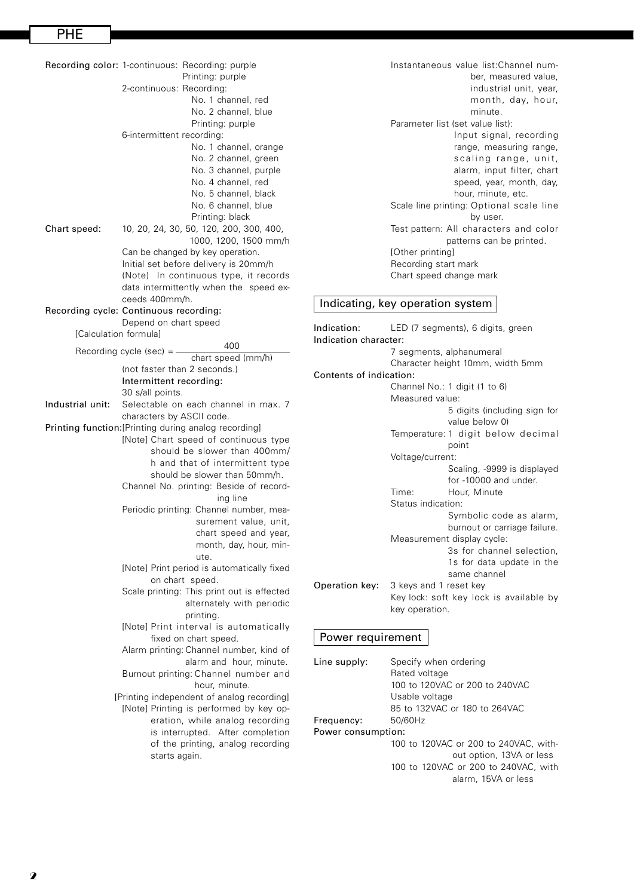**Recording color:** 1-continuous: Recording: purple
Printing: purple

2-continuous: Recording:
No. 1 channel, red
No. 2 channel, blue
Printing: purple

6-intermittent recording:
No. 1 channel, orange
No. 2 channel, green
No. 3 channel, purple
No. 4 channel, red
No. 5 channel, black
No. 6 channel, blue
Printing: black

**Chart speed:** 10, 20, 24, 30, 50, 120, 200, 300, 400, 1000, 1200, 1500 mm/h
Can be changed by key operation.
Initial set before delivery is 20mm/h
(Note) In continuous type, it records data intermittently when the speed exceeds 400mm/h.

**Recording cycle:** Continuous recording:
Depend on chart speed
[Calculation formula]

$$\text{Recording cycle (sec)} = \frac{400}{\text{chart speed (mm/h)}}$$

(not faster than 2 seconds.)
Intermittent recording:
30 s/all points.

**Industrial unit:** Selectable on each channel in max. 7 characters by ASCII code.

**Printing function:** [Printing during analog recording]
[Note] Chart speed of continuous type should be slower than 400mm/h and that of intermittent type should be slower than 50mm/h.
Channel No. printing: Beside of recording line
Periodic printing: Channel number, measurement value, unit, chart speed and year, month, day, hour, minute.
[Note] Print period is automatically fixed on chart speed.
Scale printing: This print out is effected alternately with periodic printing.
[Note] Print interval is automatically fixed on chart speed.
Alarm printing: Channel number, kind of alarm and hour, minute.
Burnout printing: Channel number and hour, minute.
[Printing independent of analog recording]
[Note] Printing is performed by key operation, while analog recording is interrupted. After completion of the printing, analog recording starts again.
Instantaneous value list: Channel number, measured value, industrial unit, year, month, day, hour, minute.
Parameter list (set value list): Input signal, recording range, measuring range, scaling range, unit, alarm, input filter, chart speed, year, month, day, hour, minute, etc.
Scale line printing: Optional scale line by user.
Test pattern: All characters and color patterns can be printed.
[Other printing]
Recording start mark
Chart speed change mark

## Indicating, key operation system

**Indication:** LED (7 segments), 6 digits, green

**Indication character:**
7 segments, alphanumeral
Character height 10mm, width 5mm

**Contents of indication:**
Channel No.: 1 digit (1 to 6)
Measured value:
5 digits (including sign for value below 0)
Temperature: 1 digit below decimal point
Voltage/current:
Scaling, -9999 is displayed for -10000 and under.
Time: Hour, Minute
Status indication:
Symbolic code as alarm, burnout or carriage failure.
Measurement display cycle:
3s for channel selection, 1s for data update in the same channel

**Operation key:** 3 keys and 1 reset key
Key lock: soft key lock is available by key operation.

## Power requirement

**Line supply:** Specify when ordering
Rated voltage
100 to 120VAC or 200 to 240VAC
Usable voltage
85 to 132VAC or 180 to 264VAC

**Frequency:** 50/60Hz

**Power consumption:**
100 to 120VAC or 200 to 240VAC, without option, 13VA or less
100 to 120VAC or 200 to 240VAC, with alarm, 15VA or less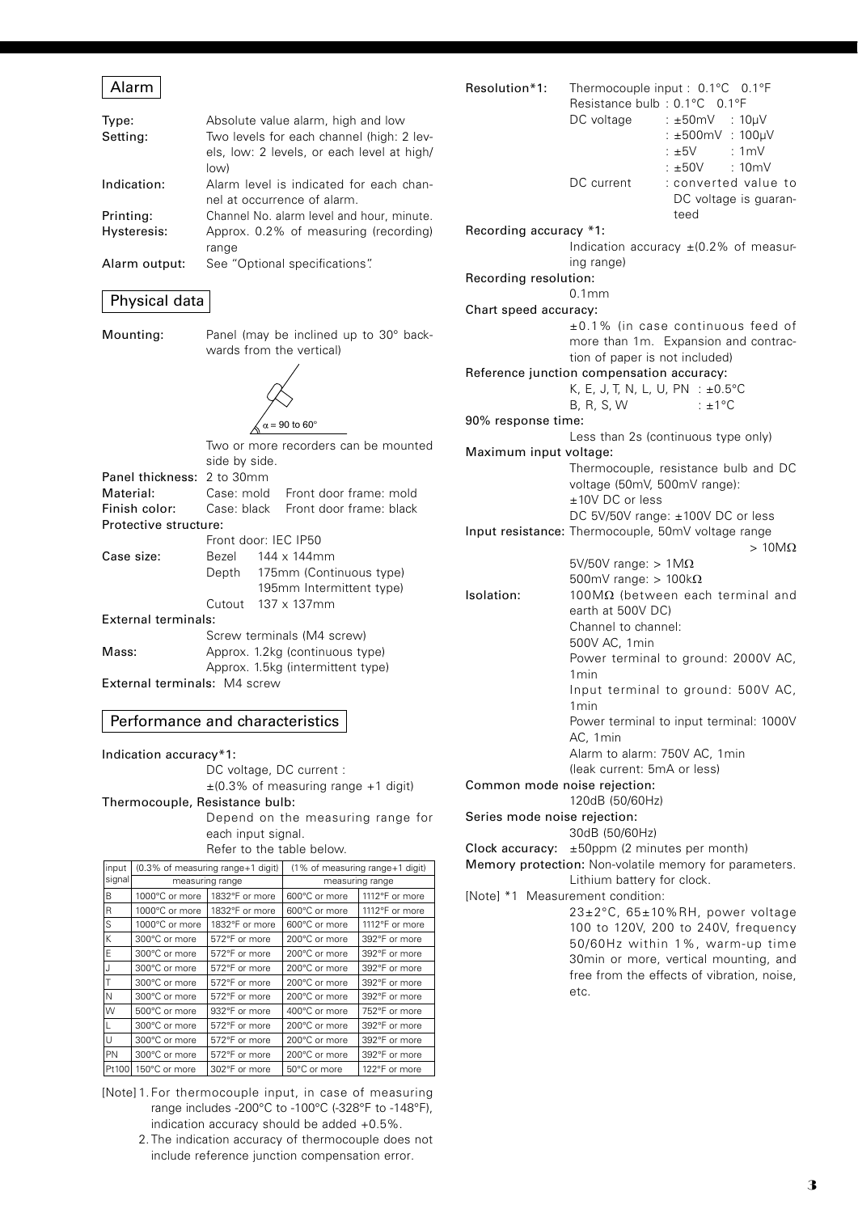## Alarm

Type: Absolute value alarm, high and low

Setting: Two levels for each channel (high: 2 levels, low: 2 levels, or each level at high/low)

Indication: Alarm level is indicated for each channel at occurrence of alarm.

Printing: Channel No. alarm level and hour, minute.

Hysteresis: Approx. 0.2% of measuring (recording) range

Alarm output: See "Optional specifications".

## Physical data

Mounting: Panel (may be inclined up to 30° backwards from the vertical)

α = 90 to 60°

Two or more recorders can be mounted side by side.

Panel thickness: 2 to 30mm

Material: Case: mold Front door frame: mold

Finish color: Case: black Front door frame: black

Protective structure:
Front door: IEC IP50

Case size: Bezel 144 x 144mm
Depth 175mm (Continuous type)
195mm Intermittent type)
Cutout 137 x 137mm

External terminals:
Screw terminals (M4 screw)

Mass: Approx. 1.2kg (continuous type)
Approx. 1.5kg (intermittent type)

External terminals: M4 screw

## Performance and characteristics

Indication accuracy*1:
DC voltage, DC current :
±(0.3% of measuring range +1 digit)

Thermocouple, Resistance bulb:
Depend on the measuring range for each input signal.
Refer to the table below.

| input signal | (0.3% of measuring range+1 digit) measuring range | | (1% of measuring range+1 digit) measuring range | |
|---|---|---|---|---|
| B | 1000°C or more | 1832°F or more | 600°C or more | 1112°F or more |
| R | 1000°C or more | 1832°F or more | 600°C or more | 1112°F or more |
| S | 1000°C or more | 1832°F or more | 600°C or more | 1112°F or more |
| K | 300°C or more | 572°F or more | 200°C or more | 392°F or more |
| E | 300°C or more | 572°F or more | 200°C or more | 392°F or more |
| J | 300°C or more | 572°F or more | 200°C or more | 392°F or more |
| T | 300°C or more | 572°F or more | 200°C or more | 392°F or more |
| N | 300°C or more | 572°F or more | 200°C or more | 392°F or more |
| W | 500°C or more | 932°F or more | 400°C or more | 752°F or more |
| L | 300°C or more | 572°F or more | 200°C or more | 392°F or more |
| U | 300°C or more | 572°F or more | 200°C or more | 392°F or more |
| PN | 300°C or more | 572°F or more | 200°C or more | 392°F or more |
| Pt100 | 150°C or more | 302°F or more | 50°C or more | 122°F or more |

[Note] 1. For thermocouple input, in case of measuring range includes -200°C to -100°C (-328°F to -148°F), indication accuracy should be added +0.5%.
2. The indication accuracy of thermocouple does not include reference junction compensation error.

Resolution*1: Thermocouple input : 0.1°C 0.1°F
Resistance bulb : 0.1°C 0.1°F
DC voltage : ±50mV : 10μV
: ±500mV : 100μV
: ±5V : 1mV
: ±50V : 10mV
DC current : converted value to DC voltage is guaranteed

Recording accuracy *1:
Indication accuracy ±(0.2% of measuring range)

Recording resolution:
0.1mm

Chart speed accuracy:
±0.1% (in case continuous feed of more than 1m. Expansion and contraction of paper is not included)

Reference junction compensation accuracy:
K, E, J, T, N, L, U, PN : ±0.5°C
B, R, S, W : ±1°C

90% response time:
Less than 2s (continuous type only)

Maximum input voltage:
Thermocouple, resistance bulb and DC voltage (50mV, 500mV range):
±10V DC or less
DC 5V/50V range: ±100V DC or less

Input resistance: Thermocouple, 50mV voltage range > 10MΩ
5V/50V range: > 1MΩ
500mV range: > 100kΩ

Isolation: 100MΩ (between each terminal and earth at 500V DC)
Channel to channel:
500V AC, 1min
Power terminal to ground: 2000V AC, 1min
Input terminal to ground: 500V AC, 1min
Power terminal to input terminal: 1000V AC, 1min
Alarm to alarm: 750V AC, 1min
(leak current: 5mA or less)

Common mode noise rejection:
120dB (50/60Hz)

Series mode noise rejection:
30dB (50/60Hz)

Clock accuracy: ±50ppm (2 minutes per month)

Memory protection: Non-volatile memory for parameters.
Lithium battery for clock.

[Note] *1 Measurement condition:
23±2°C, 65±10%RH, power voltage 100 to 120V, 200 to 240V, frequency 50/60Hz within 1%, warm-up time 30min or more, vertical mounting, and free from the effects of vibration, noise, etc.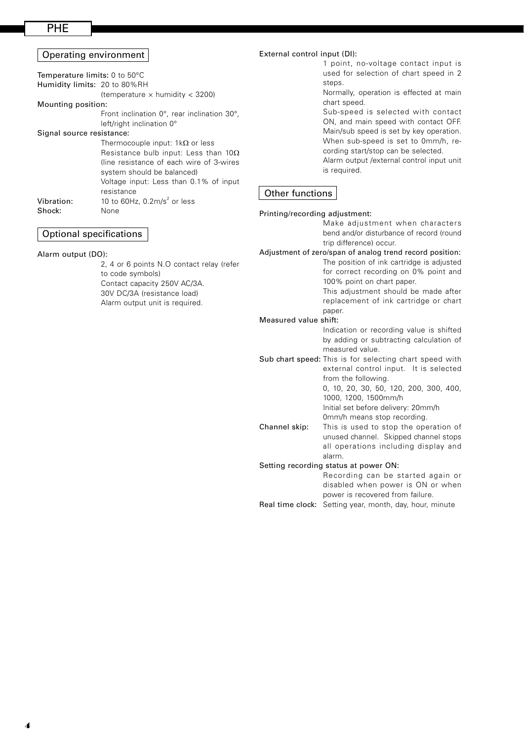## Operating environment

**Temperature limits:** 0 to 50°C

**Humidity limits:** 20 to 80%RH (temperature × humidity < 3200)

**Mounting position:**
Front inclination 0°, rear inclination 30°, left/right inclination 0°

**Signal source resistance:**
Thermocouple input: 1kΩ or less
Resistance bulb input: Less than 10Ω (line resistance of each wire of 3-wires system should be balanced)
Voltage input: Less than 0.1% of input resistance

**Vibration:** 10 to 60Hz, 0.2m/s$^2$ or less

**Shock:** None

## Optional specifications

**Alarm output (DO):**
2, 4 or 6 points N.O contact relay (refer to code symbols)
Contact capacity 250V AC/3A.
30V DC/3A (resistance load)
Alarm output unit is required.

**External control input (DI):**
1 point, no-voltage contact input is used for selection of chart speed in 2 steps.
Normally, operation is effected at main chart speed.
Sub-speed is selected with contact ON, and main speed with contact OFF.
Main/sub speed is set by key operation.
When sub-speed is set to 0mm/h, recording start/stop can be selected.
Alarm output /external control input unit is required.

## Other functions

**Printing/recording adjustment:**
Make adjustment when characters bend and/or disturbance of record (round trip difference) occur.

**Adjustment of zero/span of analog trend record position:**
The position of ink cartridge is adjusted for correct recording on 0% point and 100% point on chart paper.
This adjustment should be made after replacement of ink cartridge or chart paper.

**Measured value shift:**
Indication or recording value is shifted by adding or subtracting calculation of measured value.

**Sub chart speed:** This is for selecting chart speed with external control input. It is selected from the following.
0, 10, 20, 30, 50, 120, 200, 300, 400, 1000, 1200, 1500mm/h
Initial set before delivery: 20mm/h
0mm/h means stop recording.

**Channel skip:** This is used to stop the operation of unused channel. Skipped channel stops all operations including display and alarm.

**Setting recording status at power ON:**
Recording can be started again or disabled when power is ON or when power is recovered from failure.

**Real time clock:** Setting year, month, day, hour, minute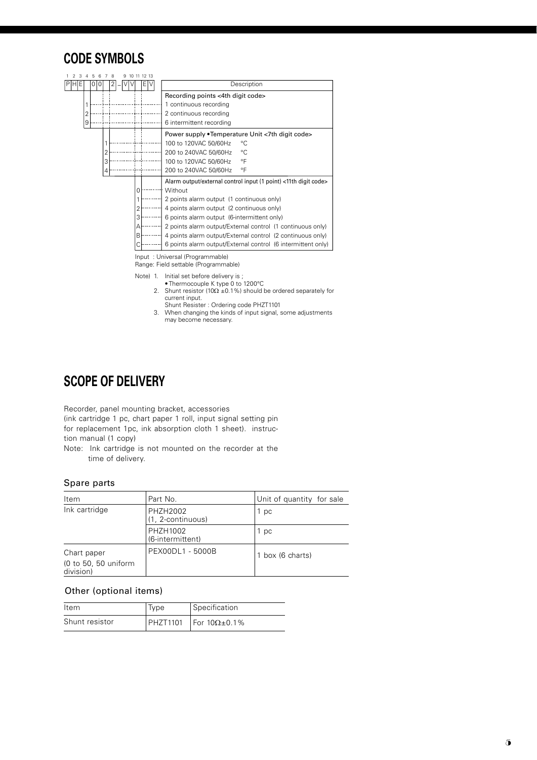# CODE SYMBOLS

| 1 | 2 | 3 | 4 | 5 | 6 | 7 | 8 | | 9 | 10 | 11 | 12 | 13 | Description |
|---|---|---|---|---|---|---|---|---|---|---|---|---|---|---|
| P | H | E | | 0 | 0 | | 2 | – | V | V | | E | V | |
| | | | | | | | | | | | | | | **Recording points <4th digit code>** |
| | | | 1 | | | | | | | | | | | 1 continuous recording |
| | | | 2 | | | | | | | | | | | 2 continuous recording |
| | | | 9 | | | | | | | | | | | 6 intermittent recording |
| | | | | | | | | | | | | | | **Power supply •Temperature Unit <7th digit code>** |
| | | | | | | 1 | | | | | | | | 100 to 120VAC 50/60Hz °C |
| | | | | | | 2 | | | | | | | | 200 to 240VAC 50/60Hz °C |
| | | | | | | 3 | | | | | | | | 100 to 120VAC 50/60Hz °F |
| | | | | | | 4 | | | | | | | | 200 to 240VAC 50/60Hz °F |
| | | | | | | | | | | | | | | **Alarm output/external control input (1 point) <11th digit code>** |
| | | | | | | | | | | | 0 | | | Without |
| | | | | | | | | | | | 1 | | | 2 points alarm output (1 continuous only) |
| | | | | | | | | | | | 2 | | | 4 points alarm output (2 continuous only) |
| | | | | | | | | | | | 3 | | | 6 points alarm output (6-intermittent only) |
| | | | | | | | | | | | A | | | 2 points alarm output/External control (1 continuous only) |
| | | | | | | | | | | | B | | | 4 points alarm output/External control (2 continuous only) |
| | | | | | | | | | | | C | | | 6 points alarm output/External control (6 intermittent only) |

Input : Universal (Programmable)
Range: Field settable (Programmable)

Note) 1. Initial set before delivery is ;
• Thermocouple K type 0 to 1200°C
2. Shunt resistor (10Ω ±0.1%) should be ordered separately for current input.
Shunt Resister : Ordering code PHZT1101
3. When changing the kinds of input signal, some adjustments may become necessary.

# SCOPE OF DELIVERY

Recorder, panel mounting bracket, accessories
(ink cartridge 1 pc, chart paper 1 roll, input signal setting pin for replacement 1pc, ink absorption cloth 1 sheet). instruction manual (1 copy)

Note: Ink cartridge is not mounted on the recorder at the time of delivery.

## Spare parts

| Item | Part No. | Unit of quantity for sale |
|---|---|---|
| Ink cartridge | PHZH2002 (1, 2-continuous) | 1 pc |
| | PHZH1002 (6-intermittent) | 1 pc |
| Chart paper (0 to 50, 50 uniform division) | PEX00DL1 - 5000B | 1 box (6 charts) |

## Other (optional items)

| Item | Type | Specification |
|---|---|---|
| Shunt resistor | PHZT1101 | For 10Ω±0.1% |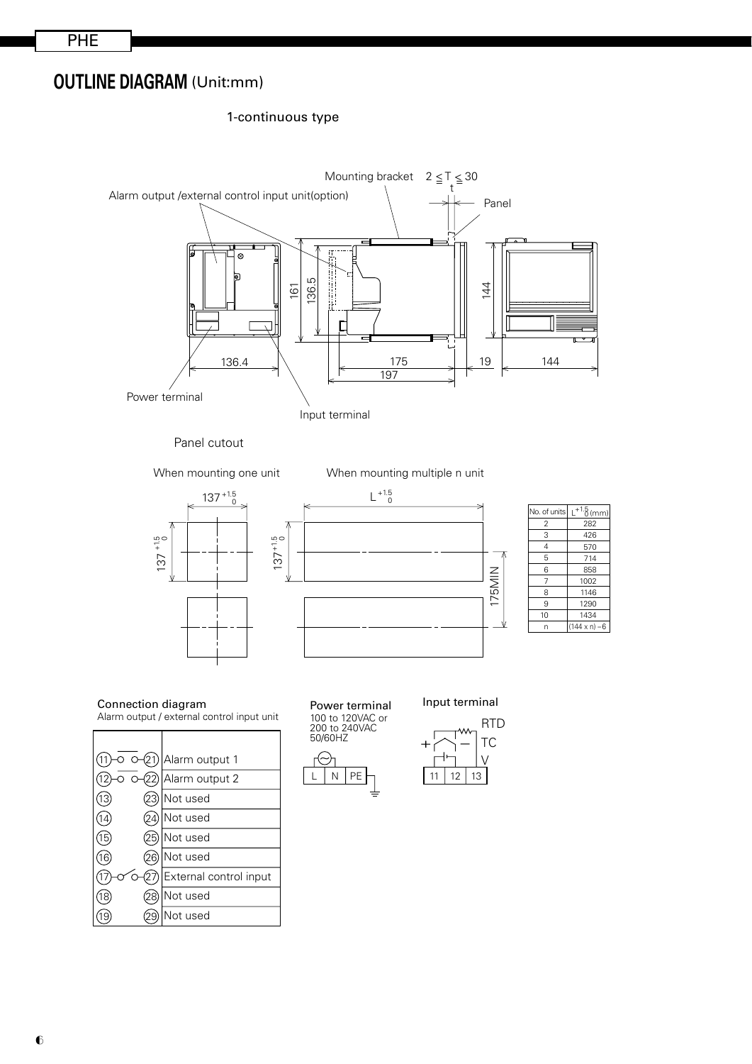# OUTLINE DIAGRAM (Unit:mm)

1-continuous type

Mounting bracket $2 \leqq T \leqq 30$

Alarm output /external control input unit(option)

Panel

161, 136.5, 144

136.4, 175, 197, 19, 144

Power terminal

Input terminal

Panel cutout

When mounting one unit

$137^{+1.5}_{0}$

$137^{+1.5}_{0}$

When mounting multiple n unit

$L^{+1.5}_{0}$

$137^{+1.5}_{0}$

175MIN

| No. of units | $L^{+1.5}_{0}$ (mm) |
|---|---|
| 2 | 282 |
| 3 | 426 |
| 4 | 570 |
| 5 | 714 |
| 6 | 858 |
| 7 | 1002 |
| 8 | 1146 |
| 9 | 1290 |
| 10 | 1434 |
| n | (144 x n) – 6 |

Connection diagram

Alarm output / external control input unit

| Terminals | Function |
|---|---|
| 11 – 21 | Alarm output 1 |
| 12 – 22 | Alarm output 2 |
| 13 – 23 | Not used |
| 14 – 24 | Not used |
| 15 – 25 | Not used |
| 16 – 26 | Not used |
| 17 – 27 | External control input |
| 18 – 28 | Not used |
| 19 – 29 | Not used |

Power terminal

100 to 120VAC or
200 to 240VAC
50/60HZ

| L | N | PE |
|---|---|---|

Input terminal

RTD
TC
V

\+ –

| 11 | 12 | 13 |
|---|---|---|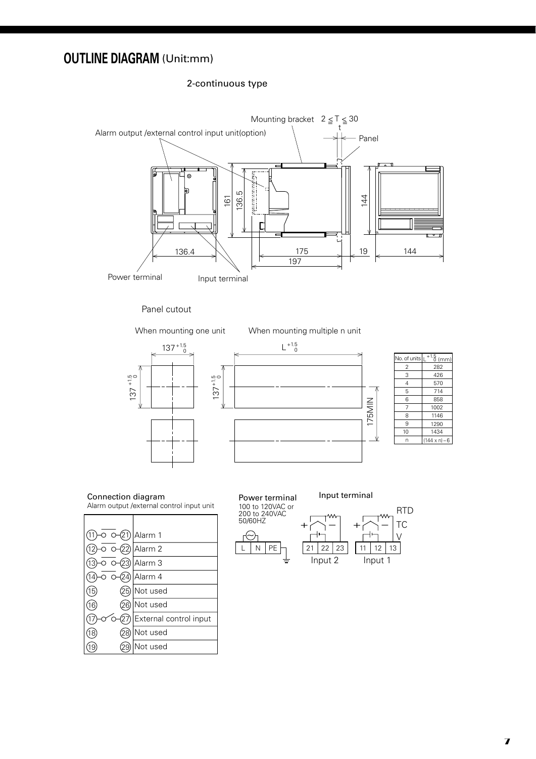# OUTLINE DIAGRAM (Unit:mm)

2-continuous type

Mounting bracket $2 \leqq T \leqq 30$

Alarm output /external control input unit(option)

Panel

161 136.5 144

136.4 175 19 144

197

Power terminal Input terminal

Panel cutout

When mounting one unit

$137^{+1.5}_{0}$

When mounting multiple n unit

$L^{+1.5}_{0}$

175MIN

| No. of units | $L^{+1.5}_{0}$ (mm) |
|---|---|
| 2 | 282 |
| 3 | 426 |
| 4 | 570 |
| 5 | 714 |
| 6 | 858 |
| 7 | 1002 |
| 8 | 1146 |
| 9 | 1290 |
| 10 | 1434 |
| n | (144 x n) – 6 |

Connection diagram

Alarm output /external control input unit

| Terminals | Function |
|---|---|
| 11 – 21 | Alarm 1 |
| 12 – 22 | Alarm 2 |
| 13 – 23 | Alarm 3 |
| 14 – 24 | Alarm 4 |
| 15 – 25 | Not used |
| 16 – 26 | Not used |
| 17 – 27 | External control input |
| 18 – 28 | Not used |
| 19 – 29 | Not used |

Power terminal

100 to 120VAC or 200 to 240VAC 50/60HZ

L N PE

Input terminal

RTD TC V

21 22 23 — Input 2

11 12 13 — Input 1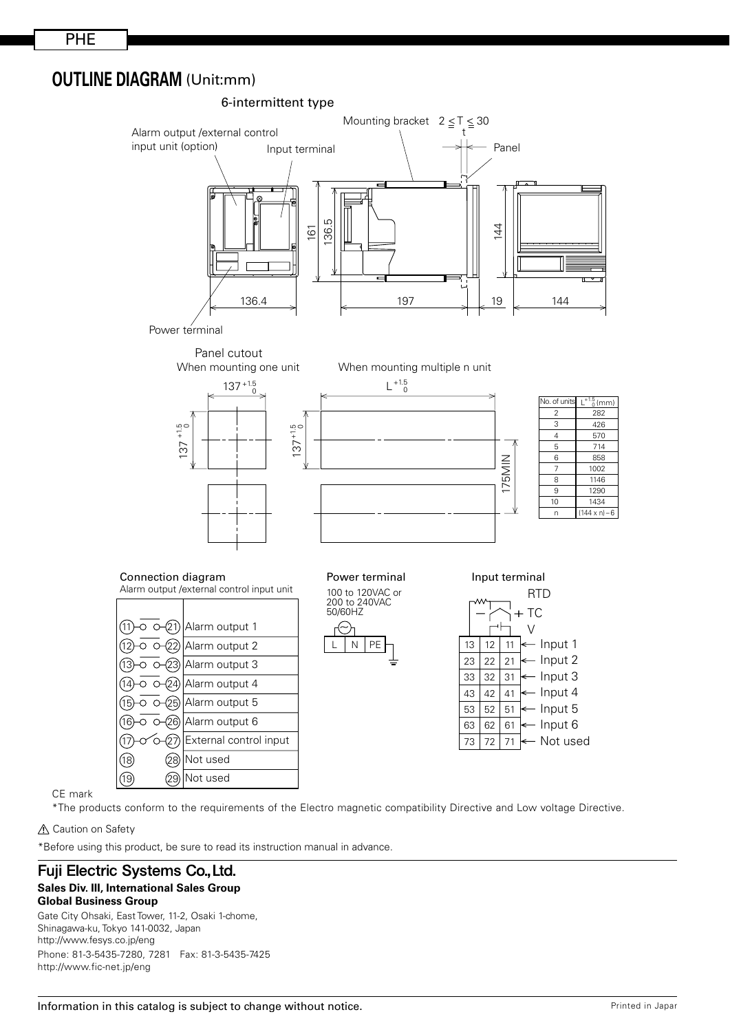## OUTLINE DIAGRAM (Unit:mm)

6-intermittent type

Alarm output /external control input unit (option)

Input terminal

Mounting bracket $2 \leq T \leq 30$

Panel

161

136.5

144

136.4

197

19

144

Power terminal

Panel cutout

When mounting one unit

$137^{+1.5}_{0}$

$137^{+1.5}_{0}$

When mounting multiple n unit

$L^{+1.5}_{0}$

$137^{+1.5}_{0}$

175MIN

| No. of units | $L^{+1.5}_{0}$ (mm) |
|---|---|
| 2 | 282 |
| 3 | 426 |
| 4 | 570 |
| 5 | 714 |
| 6 | 858 |
| 7 | 1002 |
| 8 | 1146 |
| 9 | 1290 |
| 10 | 1434 |
| n | (144 x n) – 6 |

Connection diagram

Alarm output /external control input unit

| Terminals | Function |
|---|---|
| 11 – 21 | Alarm output 1 |
| 12 – 22 | Alarm output 2 |
| 13 – 23 | Alarm output 3 |
| 14 – 24 | Alarm output 4 |
| 15 – 25 | Alarm output 5 |
| 16 – 26 | Alarm output 6 |
| 17 – 27 | External control input |
| 18, 28 | Not used |
| 19, 29 | Not used |

Power terminal

100 to 120VAC or 200 to 240VAC 50/60HZ

| L | N | PE |
|---|---|---|

Input terminal

RTD

– + TC

V

| | | | |
|---|---|---|---|
| 13 | 12 | 11 | Input 1 |
| 23 | 22 | 21 | Input 2 |
| 33 | 32 | 31 | Input 3 |
| 43 | 42 | 41 | Input 4 |
| 53 | 52 | 51 | Input 5 |
| 63 | 62 | 61 | Input 6 |
| 73 | 72 | 71 | Not used |

CE mark

*The products conform to the requirements of the Electro magnetic compatibility Directive and Low voltage Directive.

⚠ Caution on Safety

*Before using this product, be sure to read its instruction manual in advance.

**Fuji Electric Systems Co., Ltd.**

**Sales Div. III, International Sales Group**
**Global Business Group**

Gate City Ohsaki, East Tower, 11-2, Osaki 1-chome,
Shinagawa-ku, Tokyo 141-0032, Japan
http://www.fesys.co.jp/eng
Phone: 81-3-5435-7280, 7281 Fax: 81-3-5435-7425
http://www.fic-net.jp/eng

Information in this catalog is subject to change without notice.

Printed in Japan